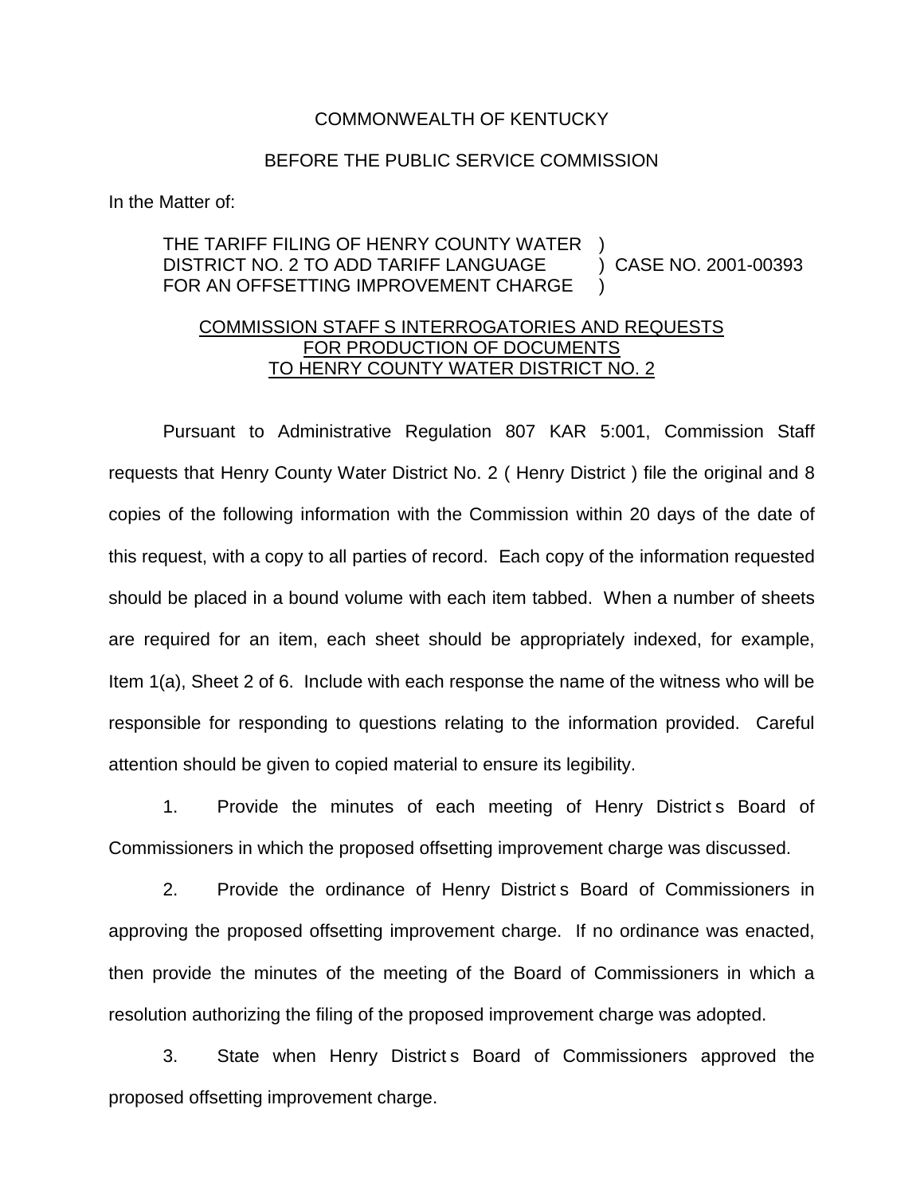COMMONWEALTH OF KENTUCKY

BEFORE THE PUBLIC SERVICE COMMISSION

In the Matter of:

THE TARIFF FILING OF HENRY COUNTY WATER )
DISTRICT NO. 2 TO ADD TARIFF LANGUAGE ) CASE NO. 2001-00393
FOR AN OFFSETTING IMPROVEMENT CHARGE )

COMMISSION STAFF S INTERROGATORIES AND REQUESTS FOR PRODUCTION OF DOCUMENTS TO HENRY COUNTY WATER DISTRICT NO. 2

Pursuant to Administrative Regulation 807 KAR 5:001, Commission Staff requests that Henry County Water District No. 2 ( Henry District ) file the original and 8 copies of the following information with the Commission within 20 days of the date of this request, with a copy to all parties of record. Each copy of the information requested should be placed in a bound volume with each item tabbed. When a number of sheets are required for an item, each sheet should be appropriately indexed, for example, Item 1(a), Sheet 2 of 6. Include with each response the name of the witness who will be responsible for responding to questions relating to the information provided. Careful attention should be given to copied material to ensure its legibility.

1. Provide the minutes of each meeting of Henry District s Board of Commissioners in which the proposed offsetting improvement charge was discussed.

2. Provide the ordinance of Henry District s Board of Commissioners in approving the proposed offsetting improvement charge. If no ordinance was enacted, then provide the minutes of the meeting of the Board of Commissioners in which a resolution authorizing the filing of the proposed improvement charge was adopted.

3. State when Henry District s Board of Commissioners approved the proposed offsetting improvement charge.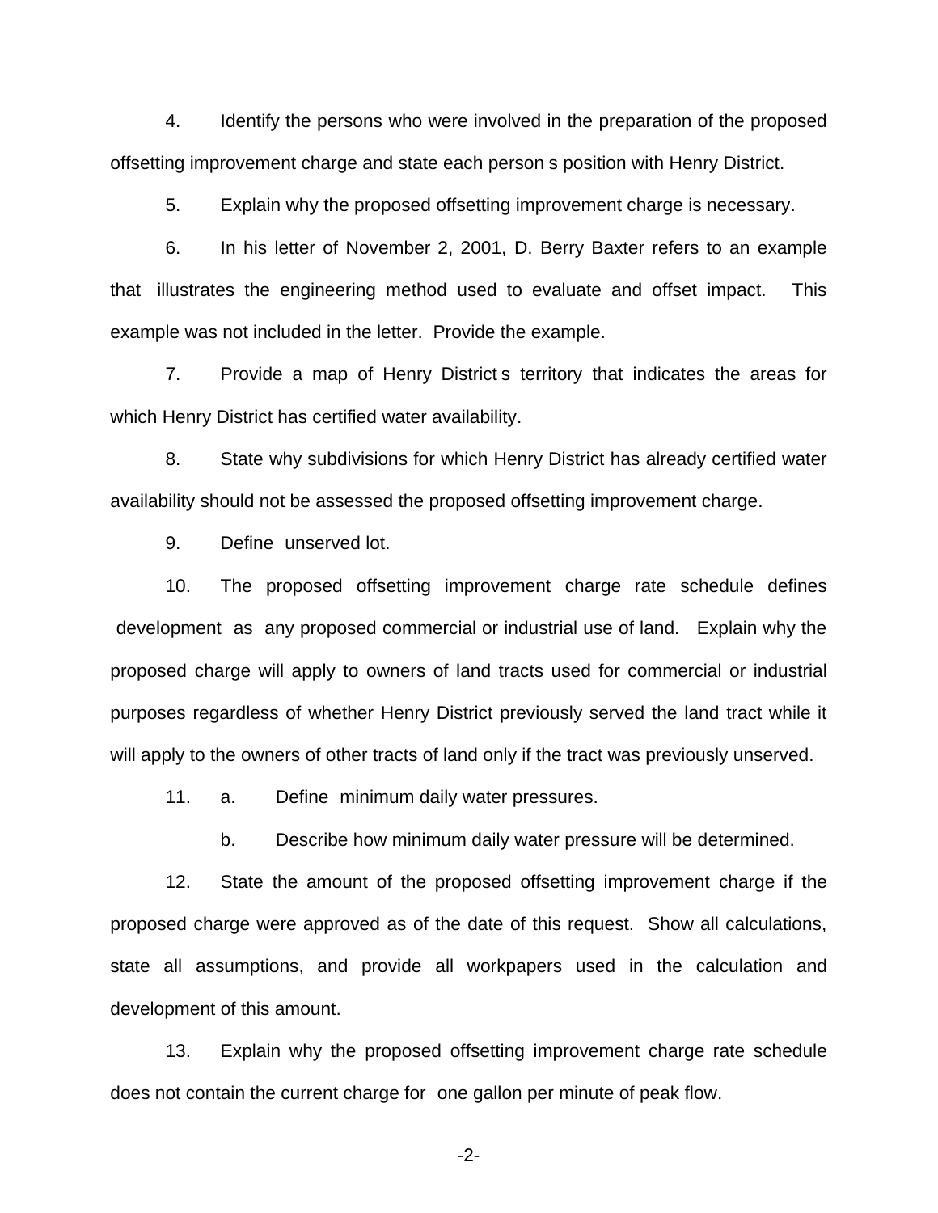4. Identify the persons who were involved in the preparation of the proposed offsetting improvement charge and state each person s position with Henry District.

5. Explain why the proposed offsetting improvement charge is necessary.

6. In his letter of November 2, 2001, D. Berry Baxter refers to an example that illustrates the engineering method used to evaluate and offset impact. This example was not included in the letter. Provide the example.

7. Provide a map of Henry District s territory that indicates the areas for which Henry District has certified water availability.

8. State why subdivisions for which Henry District has already certified water availability should not be assessed the proposed offsetting improvement charge.

9. Define unserved lot.

10. The proposed offsetting improvement charge rate schedule defines development as any proposed commercial or industrial use of land. Explain why the proposed charge will apply to owners of land tracts used for commercial or industrial purposes regardless of whether Henry District previously served the land tract while it will apply to the owners of other tracts of land only if the tract was previously unserved.

11. a. Define minimum daily water pressures.

    b. Describe how minimum daily water pressure will be determined.

12. State the amount of the proposed offsetting improvement charge if the proposed charge were approved as of the date of this request. Show all calculations, state all assumptions, and provide all workpapers used in the calculation and development of this amount.

13. Explain why the proposed offsetting improvement charge rate schedule does not contain the current charge for one gallon per minute of peak flow.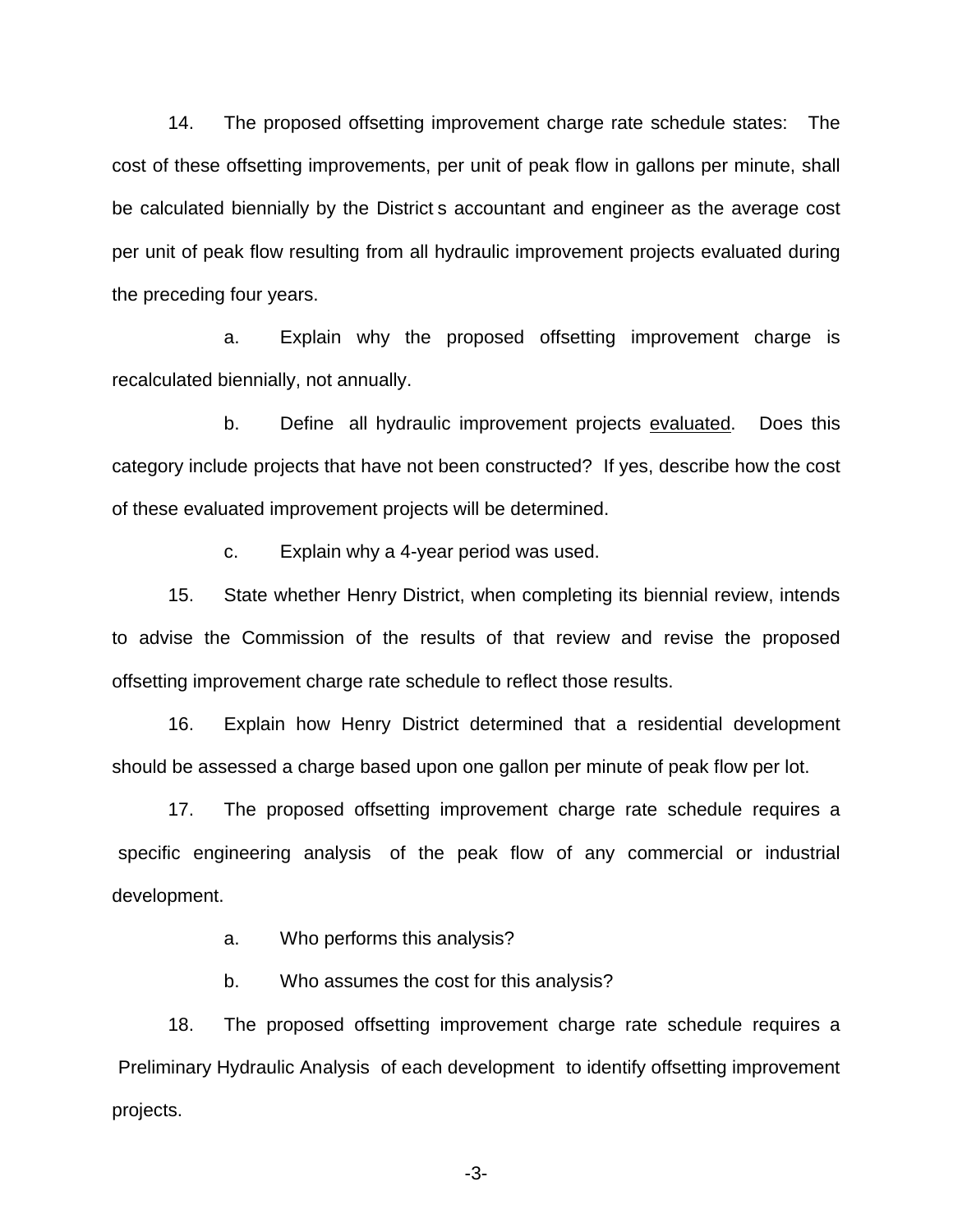14. The proposed offsetting improvement charge rate schedule states: The cost of these offsetting improvements, per unit of peak flow in gallons per minute, shall be calculated biennially by the District s accountant and engineer as the average cost per unit of peak flow resulting from all hydraulic improvement projects evaluated during the preceding four years.

a. Explain why the proposed offsetting improvement charge is recalculated biennially, not annually.

b. Define all hydraulic improvement projects <u>evaluated</u>. Does this category include projects that have not been constructed? If yes, describe how the cost of these evaluated improvement projects will be determined.

c. Explain why a 4-year period was used.

15. State whether Henry District, when completing its biennial review, intends to advise the Commission of the results of that review and revise the proposed offsetting improvement charge rate schedule to reflect those results.

16. Explain how Henry District determined that a residential development should be assessed a charge based upon one gallon per minute of peak flow per lot.

17. The proposed offsetting improvement charge rate schedule requires a specific engineering analysis of the peak flow of any commercial or industrial development.

a. Who performs this analysis?

b. Who assumes the cost for this analysis?

18. The proposed offsetting improvement charge rate schedule requires a Preliminary Hydraulic Analysis of each development to identify offsetting improvement projects.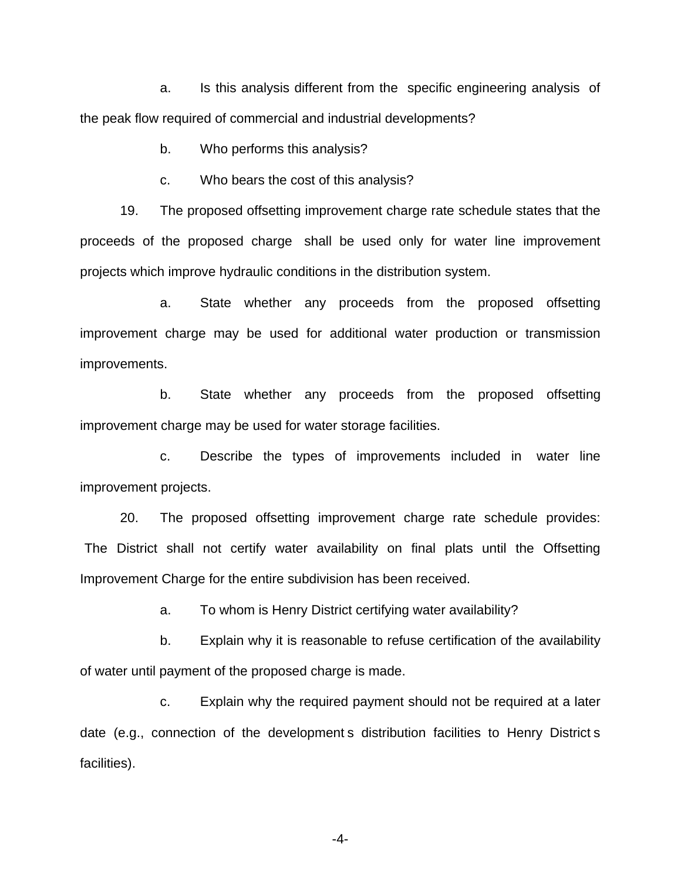a. Is this analysis different from the specific engineering analysis of the peak flow required of commercial and industrial developments?

b. Who performs this analysis?

c. Who bears the cost of this analysis?

19. The proposed offsetting improvement charge rate schedule states that the proceeds of the proposed charge shall be used only for water line improvement projects which improve hydraulic conditions in the distribution system.

a. State whether any proceeds from the proposed offsetting improvement charge may be used for additional water production or transmission improvements.

b. State whether any proceeds from the proposed offsetting improvement charge may be used for water storage facilities.

c. Describe the types of improvements included in water line improvement projects.

20. The proposed offsetting improvement charge rate schedule provides: The District shall not certify water availability on final plats until the Offsetting Improvement Charge for the entire subdivision has been received.

a. To whom is Henry District certifying water availability?

b. Explain why it is reasonable to refuse certification of the availability of water until payment of the proposed charge is made.

c. Explain why the required payment should not be required at a later date (e.g., connection of the development s distribution facilities to Henry District s facilities).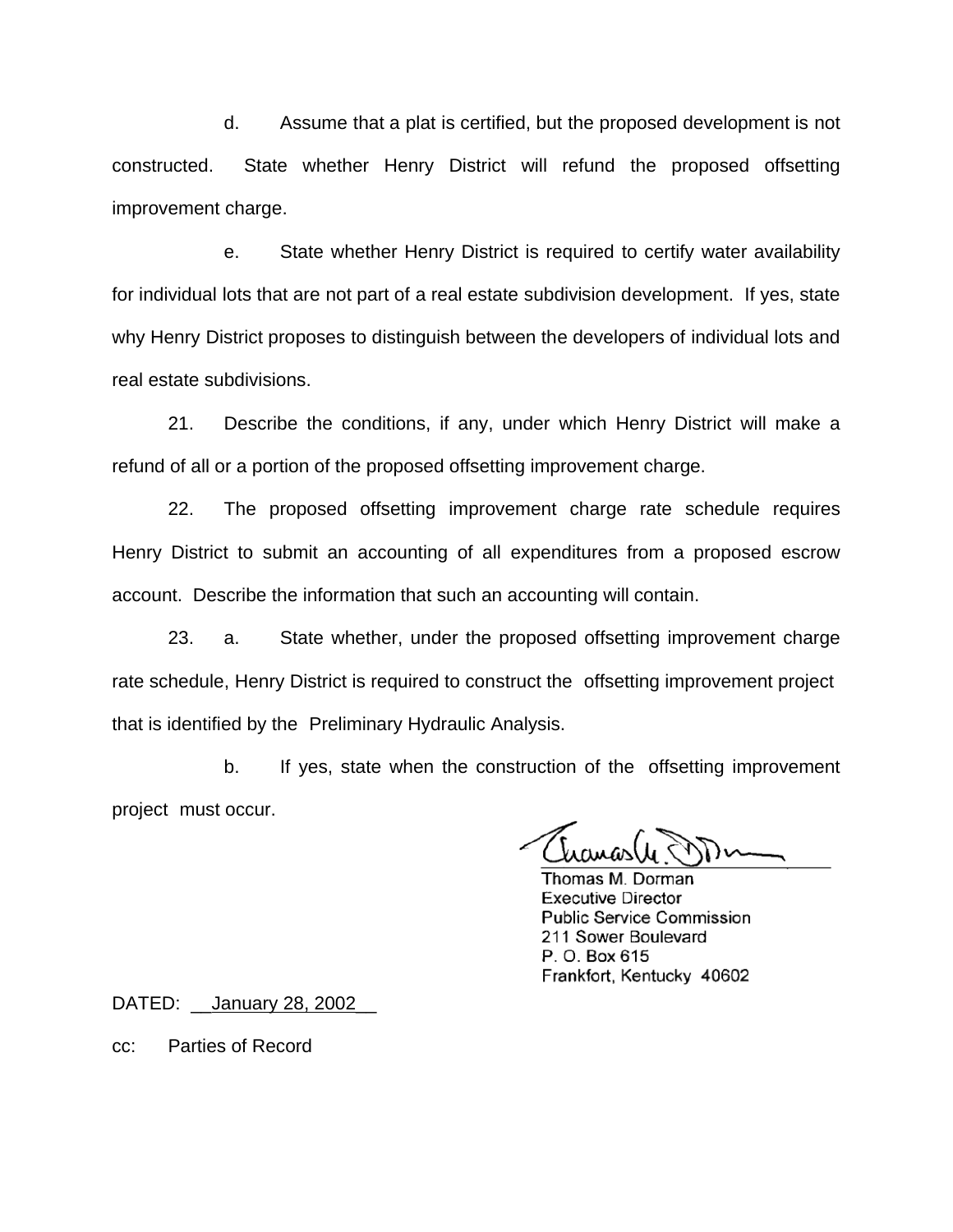d. Assume that a plat is certified, but the proposed development is not constructed. State whether Henry District will refund the proposed offsetting improvement charge.

e. State whether Henry District is required to certify water availability for individual lots that are not part of a real estate subdivision development. If yes, state why Henry District proposes to distinguish between the developers of individual lots and real estate subdivisions.

21. Describe the conditions, if any, under which Henry District will make a refund of all or a portion of the proposed offsetting improvement charge.

22. The proposed offsetting improvement charge rate schedule requires Henry District to submit an accounting of all expenditures from a proposed escrow account. Describe the information that such an accounting will contain.

23. a. State whether, under the proposed offsetting improvement charge rate schedule, Henry District is required to construct the offsetting improvement project that is identified by the Preliminary Hydraulic Analysis.

b. If yes, state when the construction of the offsetting improvement project must occur.

Thomas M. Dorman
Executive Director
Public Service Commission
211 Sower Boulevard
P. O. Box 615
Frankfort, Kentucky 40602

DATED: January 28, 2002

cc: Parties of Record